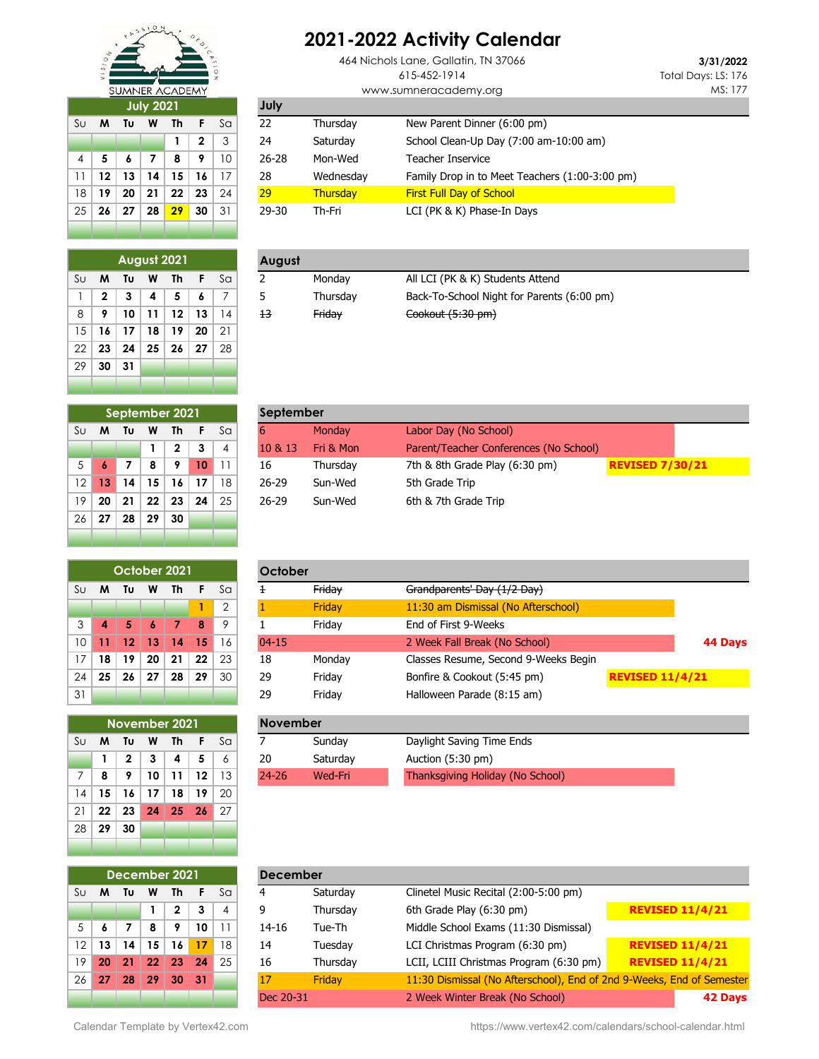# 2021-2022 Activity Calendar

SUMNER ACADEMY

464 Nichols Lane, Gallatin, TN 37066
615-452-1914
www.sumneracademy.org

**3/31/2022**
Total Days: LS: 176
MS: 177

## July 2021

| Su | M | Tu | W | Th | F | Sa |
|---|---|---|---|---|---|---|
| | | | | 1 | 2 | 3 |
| 4 | 5 | 6 | 7 | 8 | 9 | 10 |
| 11 | 12 | 13 | 14 | 15 | 16 | 17 |
| 18 | 19 | 20 | 21 | 22 | 23 | 24 |
| 25 | 26 | 27 | 28 | 29 | 30 | 31 |

### July

| Date | Day | Event |
|---|---|---|
| 22 | Thursday | New Parent Dinner (6:00 pm) |
| 24 | Saturday | School Clean-Up Day (7:00 am-10:00 am) |
| 26-28 | Mon-Wed | Teacher Inservice |
| 28 | Wednesday | Family Drop in to Meet Teachers (1:00-3:00 pm) |
| 29 | Thursday | First Full Day of School |
| 29-30 | Th-Fri | LCI (PK & K) Phase-In Days |

## August 2021

| Su | M | Tu | W | Th | F | Sa |
|---|---|---|---|---|---|---|
| 1 | 2 | 3 | 4 | 5 | 6 | 7 |
| 8 | 9 | 10 | 11 | 12 | 13 | 14 |
| 15 | 16 | 17 | 18 | 19 | 20 | 21 |
| 22 | 23 | 24 | 25 | 26 | 27 | 28 |
| 29 | 30 | 31 | | | | |

### August

| Date | Day | Event |
|---|---|---|
| 2 | Monday | All LCI (PK & K) Students Attend |
| 5 | Thursday | Back-To-School Night for Parents (6:00 pm) |
| ~~13~~ | ~~Friday~~ | ~~Cookout (5:30 pm)~~ |

## September 2021

| Su | M | Tu | W | Th | F | Sa |
|---|---|---|---|---|---|---|
| | | | 1 | 2 | 3 | 4 |
| 5 | 6 | 7 | 8 | 9 | 10 | 11 |
| 12 | 13 | 14 | 15 | 16 | 17 | 18 |
| 19 | 20 | 21 | 22 | 23 | 24 | 25 |
| 26 | 27 | 28 | 29 | 30 | | |

### September

| Date | Day | Event | Note |
|---|---|---|---|
| 6 | Monday | Labor Day (No School) | |
| 10 & 13 | Fri & Mon | Parent/Teacher Conferences (No School) | |
| 16 | Thursday | 7th & 8th Grade Play (6:30 pm) | **REVISED 7/30/21** |
| 26-29 | Sun-Wed | 5th Grade Trip | |
| 26-29 | Sun-Wed | 6th & 7th Grade Trip | |

## October 2021

| Su | M | Tu | W | Th | F | Sa |
|---|---|---|---|---|---|---|
| | | | | | 1 | 2 |
| 3 | 4 | 5 | 6 | 7 | 8 | 9 |
| 10 | 11 | 12 | 13 | 14 | 15 | 16 |
| 17 | 18 | 19 | 20 | 21 | 22 | 23 |
| 24 | 25 | 26 | 27 | 28 | 29 | 30 |
| 31 | | | | | | |

### October

| Date | Day | Event | Note |
|---|---|---|---|
| ~~1~~ | ~~Friday~~ | ~~Grandparents' Day (1/2 Day)~~ | |
| 1 | Friday | 11:30 am Dismissal (No Afterschool) | |
| 1 | Friday | End of First 9-Weeks | |
| 04-15 | | 2 Week Fall Break (No School) | **44 Days** |
| 18 | Monday | Classes Resume, Second 9-Weeks Begin | |
| 29 | Friday | Bonfire & Cookout (5:45 pm) | **REVISED 11/4/21** |
| 29 | Friday | Halloween Parade (8:15 am) | |

## November 2021

| Su | M | Tu | W | Th | F | Sa |
|---|---|---|---|---|---|---|
| | 1 | 2 | 3 | 4 | 5 | 6 |
| 7 | 8 | 9 | 10 | 11 | 12 | 13 |
| 14 | 15 | 16 | 17 | 18 | 19 | 20 |
| 21 | 22 | 23 | 24 | 25 | 26 | 27 |
| 28 | 29 | 30 | | | | |

### November

| Date | Day | Event |
|---|---|---|
| 7 | Sunday | Daylight Saving Time Ends |
| 20 | Saturday | Auction (5:30 pm) |
| 24-26 | Wed-Fri | Thanksgiving Holiday (No School) |

## December 2021

| Su | M | Tu | W | Th | F | Sa |
|---|---|---|---|---|---|---|
| | | | 1 | 2 | 3 | 4 |
| 5 | 6 | 7 | 8 | 9 | 10 | 11 |
| 12 | 13 | 14 | 15 | 16 | 17 | 18 |
| 19 | 20 | 21 | 22 | 23 | 24 | 25 |
| 26 | 27 | 28 | 29 | 30 | 31 | |

### December

| Date | Day | Event | Note |
|---|---|---|---|
| 4 | Saturday | Clinetel Music Recital (2:00-5:00 pm) | |
| 9 | Thursday | 6th Grade Play (6:30 pm) | **REVISED 11/4/21** |
| 14-16 | Tue-Th | Middle School Exams (11:30 Dismissal) | |
| 14 | Tuesday | LCI Christmas Program (6:30 pm) | **REVISED 11/4/21** |
| 16 | Thursday | LCII, LCIII Christmas Program (6:30 pm) | **REVISED 11/4/21** |
| 17 | Friday | 11:30 Dismissal (No Afterschool), End of 2nd 9-Weeks, End of Semester | |
| Dec 20-31 | | 2 Week Winter Break (No School) | **42 Days** |

Calendar Template by Vertex42.com https://www.vertex42.com/calendars/school-calendar.html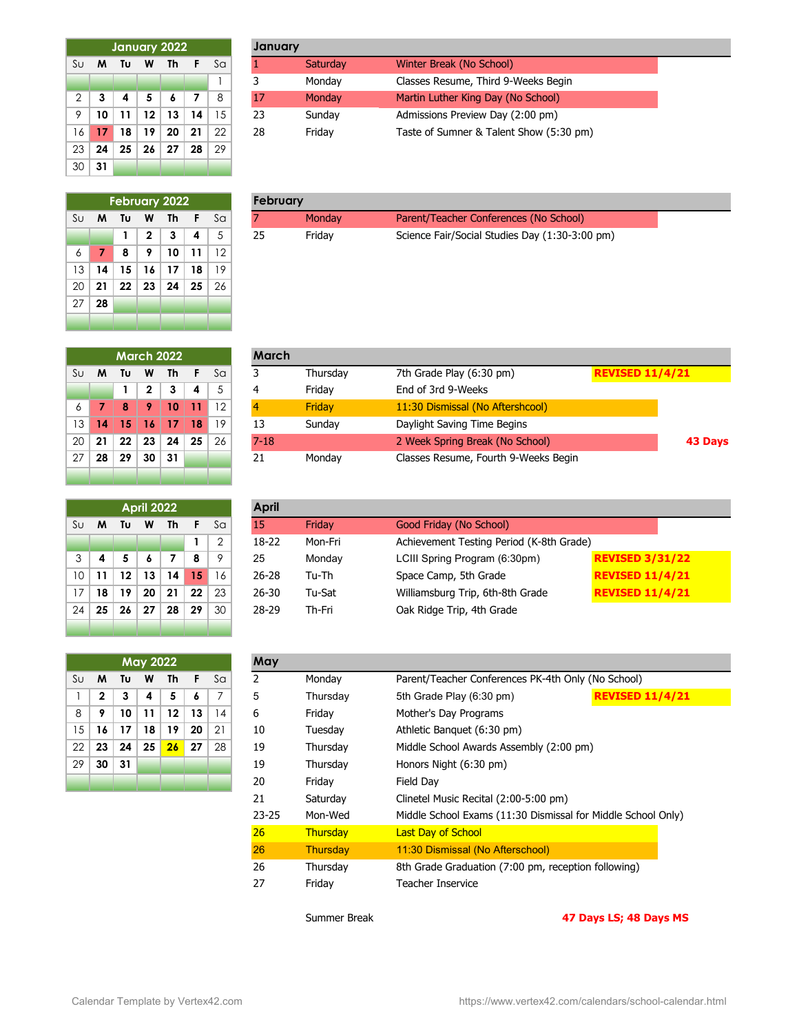## January 2022

| Su | M | Tu | W | Th | F | Sa |
|---|---|---|---|---|---|---|
| | | | | | | 1 |
| 2 | 3 | 4 | 5 | 6 | 7 | 8 |
| 9 | 10 | 11 | 12 | 13 | 14 | 15 |
| 16 | 17 | 18 | 19 | 20 | 21 | 22 |
| 23 | 24 | 25 | 26 | 27 | 28 | 29 |
| 30 | 31 | | | | | |

### January

| | | | |
|---|---|---|---|
| 1 | Saturday | Winter Break (No School) | |
| 3 | Monday | Classes Resume, Third 9-Weeks Begin | |
| 17 | Monday | Martin Luther King Day (No School) | |
| 23 | Sunday | Admissions Preview Day (2:00 pm) | |
| 28 | Friday | Taste of Sumner & Talent Show (5:30 pm) | |

## February 2022

| Su | M | Tu | W | Th | F | Sa |
|---|---|---|---|---|---|---|
| | | 1 | 2 | 3 | 4 | 5 |
| 6 | 7 | 8 | 9 | 10 | 11 | 12 |
| 13 | 14 | 15 | 16 | 17 | 18 | 19 |
| 20 | 21 | 22 | 23 | 24 | 25 | 26 |
| 27 | 28 | | | | | |

### February

| | | | |
|---|---|---|---|
| 7 | Monday | Parent/Teacher Conferences (No School) | |
| 25 | Friday | Science Fair/Social Studies Day (1:30-3:00 pm) | |

## March 2022

| Su | M | Tu | W | Th | F | Sa |
|---|---|---|---|---|---|---|
| | | 1 | 2 | 3 | 4 | 5 |
| 6 | 7 | 8 | 9 | 10 | 11 | 12 |
| 13 | 14 | 15 | 16 | 17 | 18 | 19 |
| 20 | 21 | 22 | 23 | 24 | 25 | 26 |
| 27 | 28 | 29 | 30 | 31 | | |

### March

| | | | |
|---|---|---|---|
| 3 | Thursday | 7th Grade Play (6:30 pm) | **REVISED 11/4/21** |
| 4 | Friday | End of 3rd 9-Weeks | |
| 4 | Friday | 11:30 Dismissal (No Aftershcool) | |
| 13 | Sunday | Daylight Saving Time Begins | |
| 7-18 | | 2 Week Spring Break (No School) | **43 Days** |
| 21 | Monday | Classes Resume, Fourth 9-Weeks Begin | |

## April 2022

| Su | M | Tu | W | Th | F | Sa |
|---|---|---|---|---|---|---|
| | | | | | 1 | 2 |
| 3 | 4 | 5 | 6 | 7 | 8 | 9 |
| 10 | 11 | 12 | 13 | 14 | 15 | 16 |
| 17 | 18 | 19 | 20 | 21 | 22 | 23 |
| 24 | 25 | 26 | 27 | 28 | 29 | 30 |

### April

| | | | |
|---|---|---|---|
| 15 | Friday | Good Friday (No School) | |
| 18-22 | Mon-Fri | Achievement Testing Period (K-8th Grade) | |
| 25 | Monday | LCIII Spring Program (6:30pm) | **REVISED 3/31/22** |
| 26-28 | Tu-Th | Space Camp, 5th Grade | **REVISED 11/4/21** |
| 26-30 | Tu-Sat | Williamsburg Trip, 6th-8th Grade | **REVISED 11/4/21** |
| 28-29 | Th-Fri | Oak Ridge Trip, 4th Grade | |

## May 2022

| Su | M | Tu | W | Th | F | Sa |
|---|---|---|---|---|---|---|
| 1 | 2 | 3 | 4 | 5 | 6 | 7 |
| 8 | 9 | 10 | 11 | 12 | 13 | 14 |
| 15 | 16 | 17 | 18 | 19 | 20 | 21 |
| 22 | 23 | 24 | 25 | 26 | 27 | 28 |
| 29 | 30 | 31 | | | | |

### May

| | | | |
|---|---|---|---|
| 2 | Monday | Parent/Teacher Conferences PK-4th Only (No School) | |
| 5 | Thursday | 5th Grade Play (6:30 pm) | **REVISED 11/4/21** |
| 6 | Friday | Mother's Day Programs | |
| 10 | Tuesday | Athletic Banquet (6:30 pm) | |
| 19 | Thursday | Middle School Awards Assembly (2:00 pm) | |
| 19 | Thursday | Honors Night (6:30 pm) | |
| 20 | Friday | Field Day | |
| 21 | Saturday | Clinetel Music Recital (2:00-5:00 pm) | |
| 23-25 | Mon-Wed | Middle School Exams (11:30 Dismissal for Middle School Only) | |
| 26 | Thursday | Last Day of School | |
| 26 | Thursday | 11:30 Dismissal (No Afterschool) | |
| 26 | Thursday | 8th Grade Graduation (7:00 pm, reception following) | |
| 27 | Friday | Teacher Inservice | |
| | Summer Break | | **47 Days LS; 48 Days MS** |